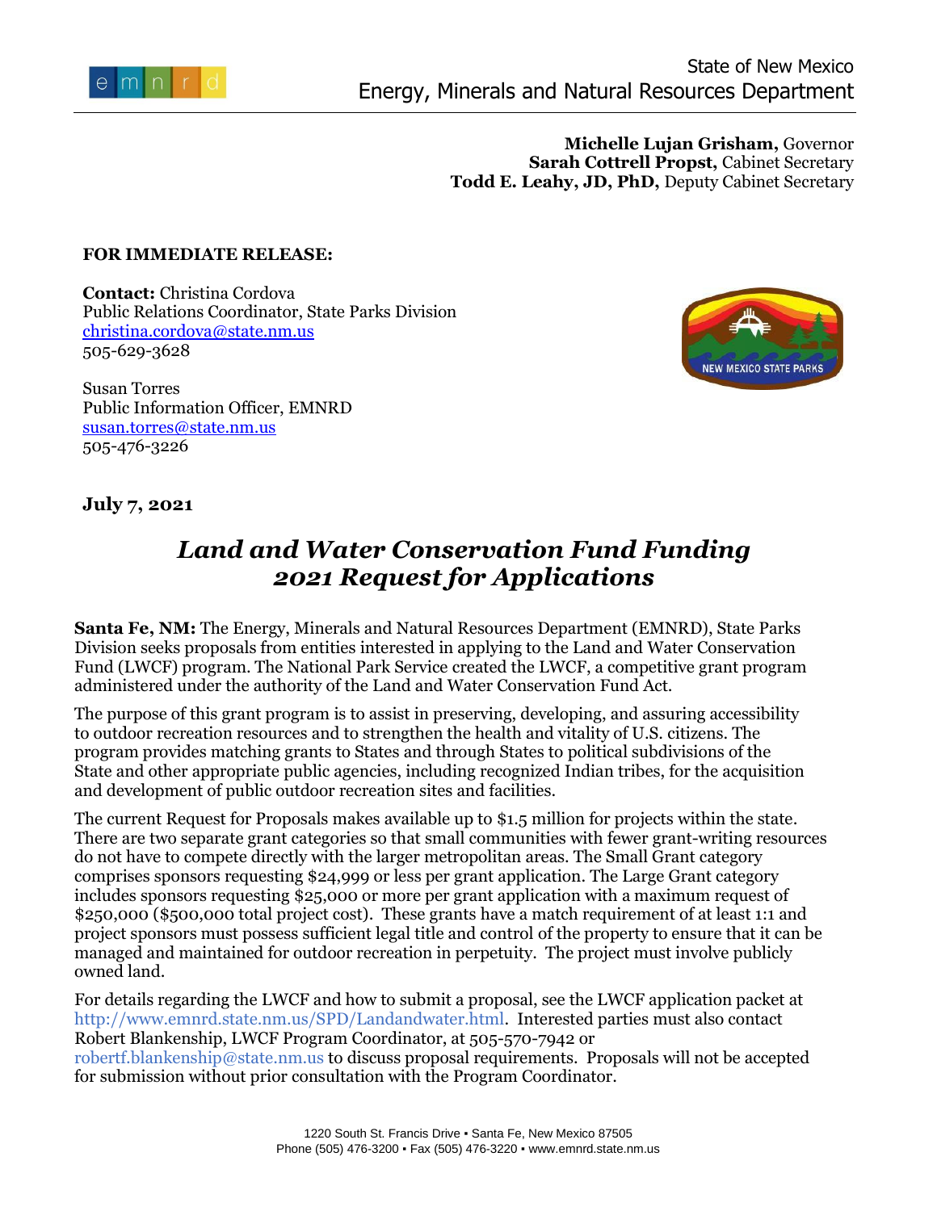State of New Mexico
Energy, Minerals and Natural Resources Department

**Michelle Lujan Grisham,** Governor
**Sarah Cottrell Propst,** Cabinet Secretary
**Todd E. Leahy, JD, PhD,** Deputy Cabinet Secretary

**FOR IMMEDIATE RELEASE:**

**Contact:** Christina Cordova
Public Relations Coordinator, State Parks Division
christina.cordova@state.nm.us
505-629-3628

Susan Torres
Public Information Officer, EMNRD
susan.torres@state.nm.us
505-476-3226

**July 7, 2021**

# *Land and Water Conservation Fund Funding 2021 Request for Applications*

**Santa Fe, NM:** The Energy, Minerals and Natural Resources Department (EMNRD), State Parks Division seeks proposals from entities interested in applying to the Land and Water Conservation Fund (LWCF) program. The National Park Service created the LWCF, a competitive grant program administered under the authority of the Land and Water Conservation Fund Act.

The purpose of this grant program is to assist in preserving, developing, and assuring accessibility to outdoor recreation resources and to strengthen the health and vitality of U.S. citizens. The program provides matching grants to States and through States to political subdivisions of the State and other appropriate public agencies, including recognized Indian tribes, for the acquisition and development of public outdoor recreation sites and facilities.

The current Request for Proposals makes available up to $1.5 million for projects within the state. There are two separate grant categories so that small communities with fewer grant-writing resources do not have to compete directly with the larger metropolitan areas. The Small Grant category comprises sponsors requesting $24,999 or less per grant application. The Large Grant category includes sponsors requesting $25,000 or more per grant application with a maximum request of $250,000 ($500,000 total project cost). These grants have a match requirement of at least 1:1 and project sponsors must possess sufficient legal title and control of the property to ensure that it can be managed and maintained for outdoor recreation in perpetuity. The project must involve publicly owned land.

For details regarding the LWCF and how to submit a proposal, see the LWCF application packet at http://www.emnrd.state.nm.us/SPD/Landandwater.html. Interested parties must also contact Robert Blankenship, LWCF Program Coordinator, at 505-570-7942 or robertf.blankenship@state.nm.us to discuss proposal requirements. Proposals will not be accepted for submission without prior consultation with the Program Coordinator.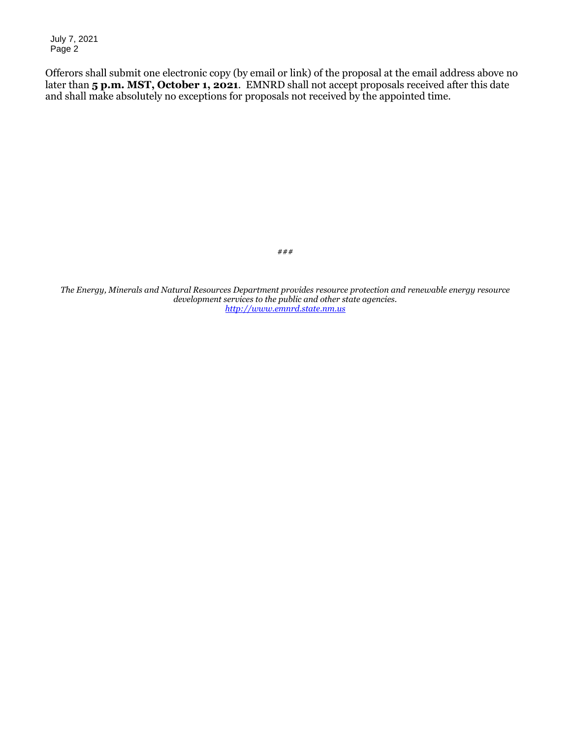Offerors shall submit one electronic copy (by email or link) of the proposal at the email address above no later than **5 p.m. MST, October 1, 2021**. EMNRD shall not accept proposals received after this date and shall make absolutely no exceptions for proposals not received by the appointed time.

###

*The Energy, Minerals and Natural Resources Department provides resource protection and renewable energy resource development services to the public and other state agencies.*
*http://www.emnrd.state.nm.us*